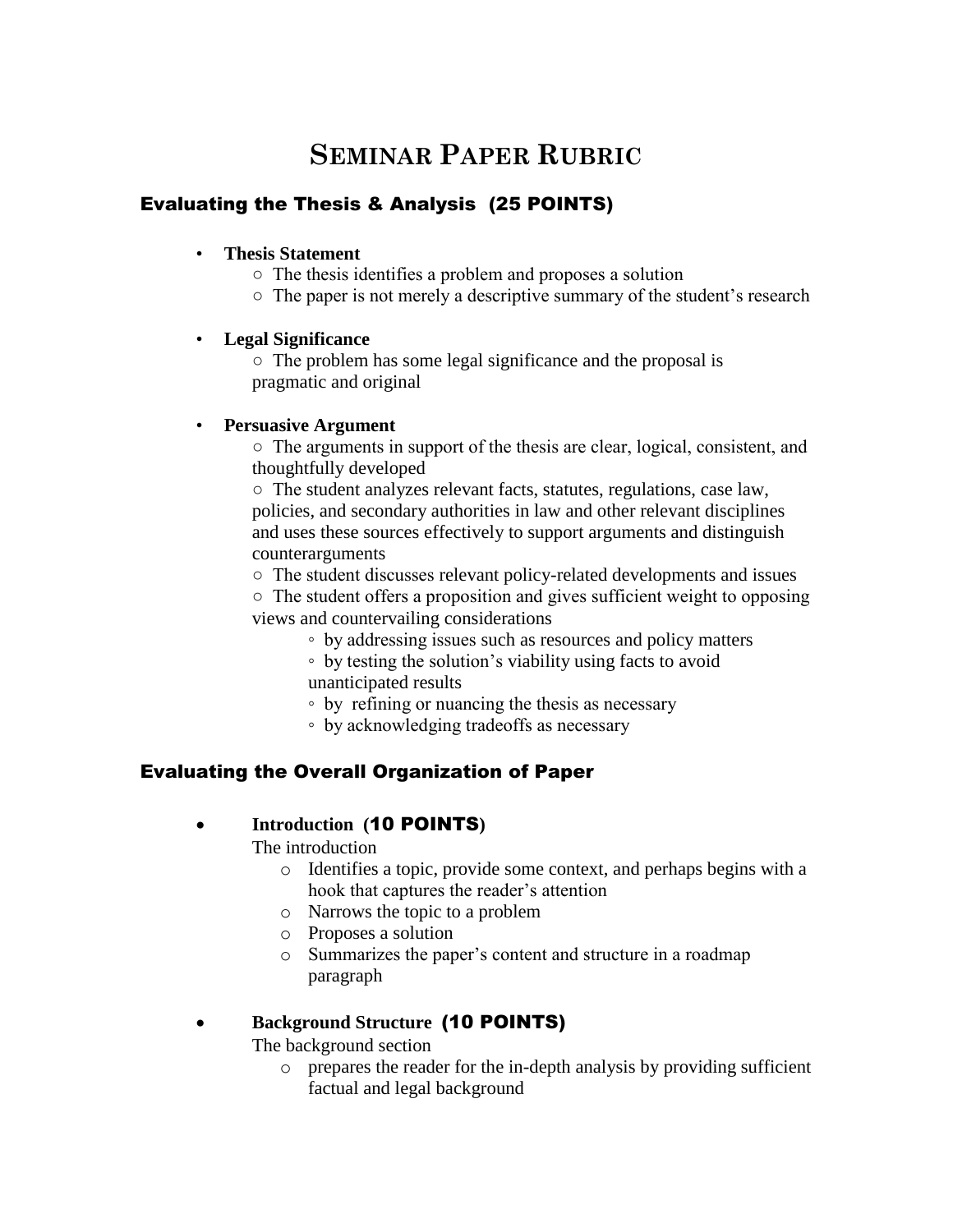# SEMINAR PAPER RUBRIC

## Evaluating the Thesis & Analysis (25 POINTS)

- **Thesis Statement**
  - The thesis identifies a problem and proposes a solution
  - The paper is not merely a descriptive summary of the student's research

- **Legal Significance**
  - The problem has some legal significance and the proposal is pragmatic and original

- **Persuasive Argument**
  - The arguments in support of the thesis are clear, logical, consistent, and thoughtfully developed
  - The student analyzes relevant facts, statutes, regulations, case law, policies, and secondary authorities in law and other relevant disciplines and uses these sources effectively to support arguments and distinguish counterarguments
  - The student discusses relevant policy-related developments and issues
  - The student offers a proposition and gives sufficient weight to opposing views and countervailing considerations
    - by addressing issues such as resources and policy matters
    - by testing the solution's viability using facts to avoid unanticipated results
    - by refining or nuancing the thesis as necessary
    - by acknowledging tradeoffs as necessary

## Evaluating the Overall Organization of Paper

- **Introduction (10 POINTS)**

  The introduction
  - Identifies a topic, provide some context, and perhaps begins with a hook that captures the reader's attention
  - Narrows the topic to a problem
  - Proposes a solution
  - Summarizes the paper's content and structure in a roadmap paragraph

- **Background Structure (10 POINTS)**

  The background section
  - prepares the reader for the in-depth analysis by providing sufficient factual and legal background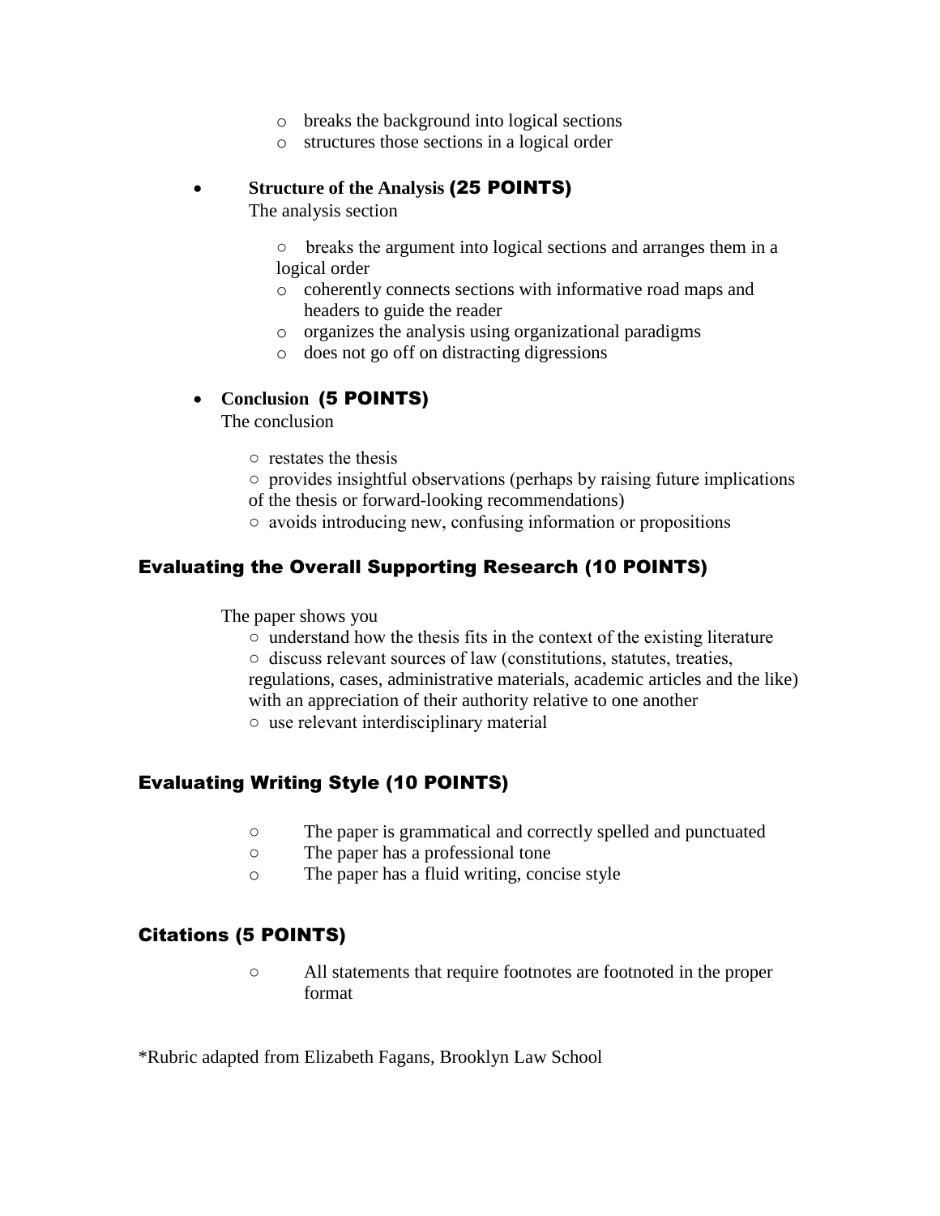- breaks the background into logical sections
    - structures those sections in a logical order

- **Structure of the Analysis** **(25 POINTS)**

  The analysis section

    - breaks the argument into logical sections and arranges them in a logical order
    - coherently connects sections with informative road maps and headers to guide the reader
    - organizes the analysis using organizational paradigms
    - does not go off on distracting digressions

- **Conclusion** **(5 POINTS)**

  The conclusion

    - restates the thesis
    - provides insightful observations (perhaps by raising future implications of the thesis or forward-looking recommendations)
    - avoids introducing new, confusing information or propositions

## Evaluating the Overall Supporting Research (10 POINTS)

The paper shows you

- understand how the thesis fits in the context of the existing literature
- discuss relevant sources of law (constitutions, statutes, treaties, regulations, cases, administrative materials, academic articles and the like) with an appreciation of their authority relative to one another
- use relevant interdisciplinary material

## Evaluating Writing Style (10 POINTS)

- The paper is grammatical and correctly spelled and punctuated
- The paper has a professional tone
- The paper has a fluid writing, concise style

## Citations (5 POINTS)

- All statements that require footnotes are footnoted in the proper format

*Rubric adapted from Elizabeth Fagans, Brooklyn Law School